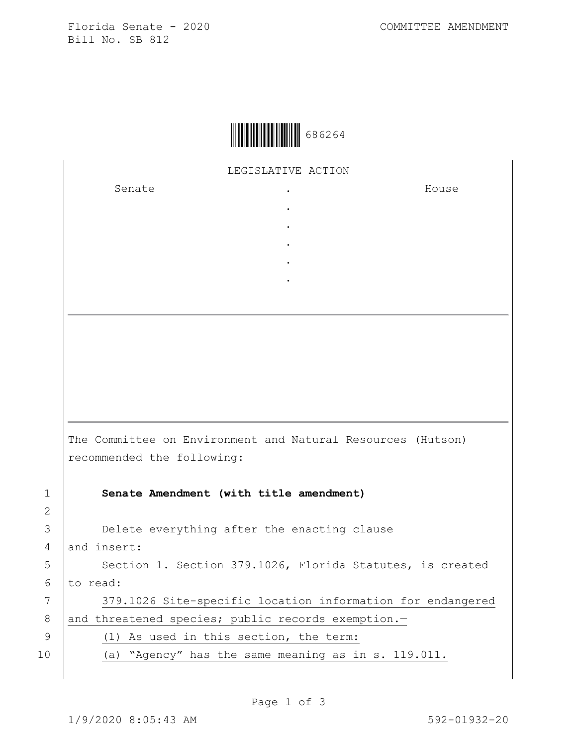Florida Senate - 2020
Bill No. SB 812

COMMITTEE AMENDMENT

686264

LEGISLATIVE ACTION

| Senate | . | House |
|---|---|---|
| | . | |
| | . | |
| | . | |
| | . | |
| | . | |

The Committee on Environment and Natural Resources (Hutson) recommended the following:

1 **Senate Amendment (with title amendment)**

2

3 Delete everything after the enacting clause
4 and insert:
5 Section 1. Section 379.1026, Florida Statutes, is created
6 to read:
7 379.1026 Site-specific location information for endangered
8 and threatened species; public records exemption.—
9 (1) As used in this section, the term:
10 (a) “Agency” has the same meaning as in s. 119.011.

1/9/2020 8:05:43 AM

592-01932-20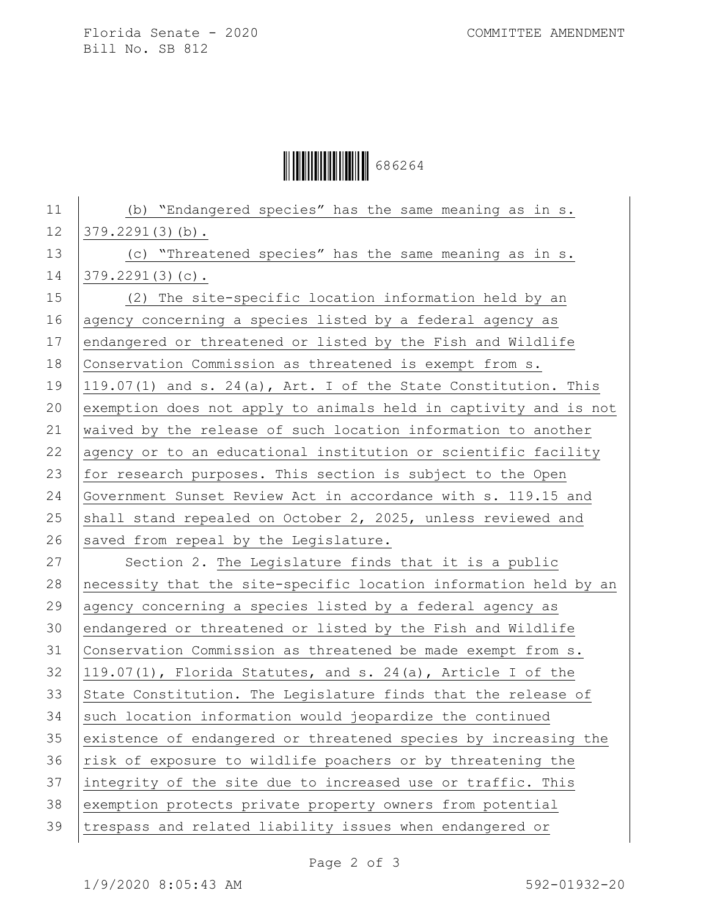(b) "Endangered species" has the same meaning as in s. 379.2291(3)(b).

(c) "Threatened species" has the same meaning as in s. 379.2291(3)(c).

(2) The site-specific location information held by an agency concerning a species listed by a federal agency as endangered or threatened or listed by the Fish and Wildlife Conservation Commission as threatened is exempt from s. 119.07(1) and s. 24(a), Art. I of the State Constitution. This exemption does not apply to animals held in captivity and is not waived by the release of such location information to another agency or to an educational institution or scientific facility for research purposes. This section is subject to the Open Government Sunset Review Act in accordance with s. 119.15 and shall stand repealed on October 2, 2025, unless reviewed and saved from repeal by the Legislature.

Section 2. The Legislature finds that it is a public necessity that the site-specific location information held by an agency concerning a species listed by a federal agency as endangered or threatened or listed by the Fish and Wildlife Conservation Commission as threatened be made exempt from s. 119.07(1), Florida Statutes, and s. 24(a), Article I of the State Constitution. The Legislature finds that the release of such location information would jeopardize the continued existence of endangered or threatened species by increasing the risk of exposure to wildlife poachers or by threatening the integrity of the site due to increased use or traffic. This exemption protects private property owners from potential trespass and related liability issues when endangered or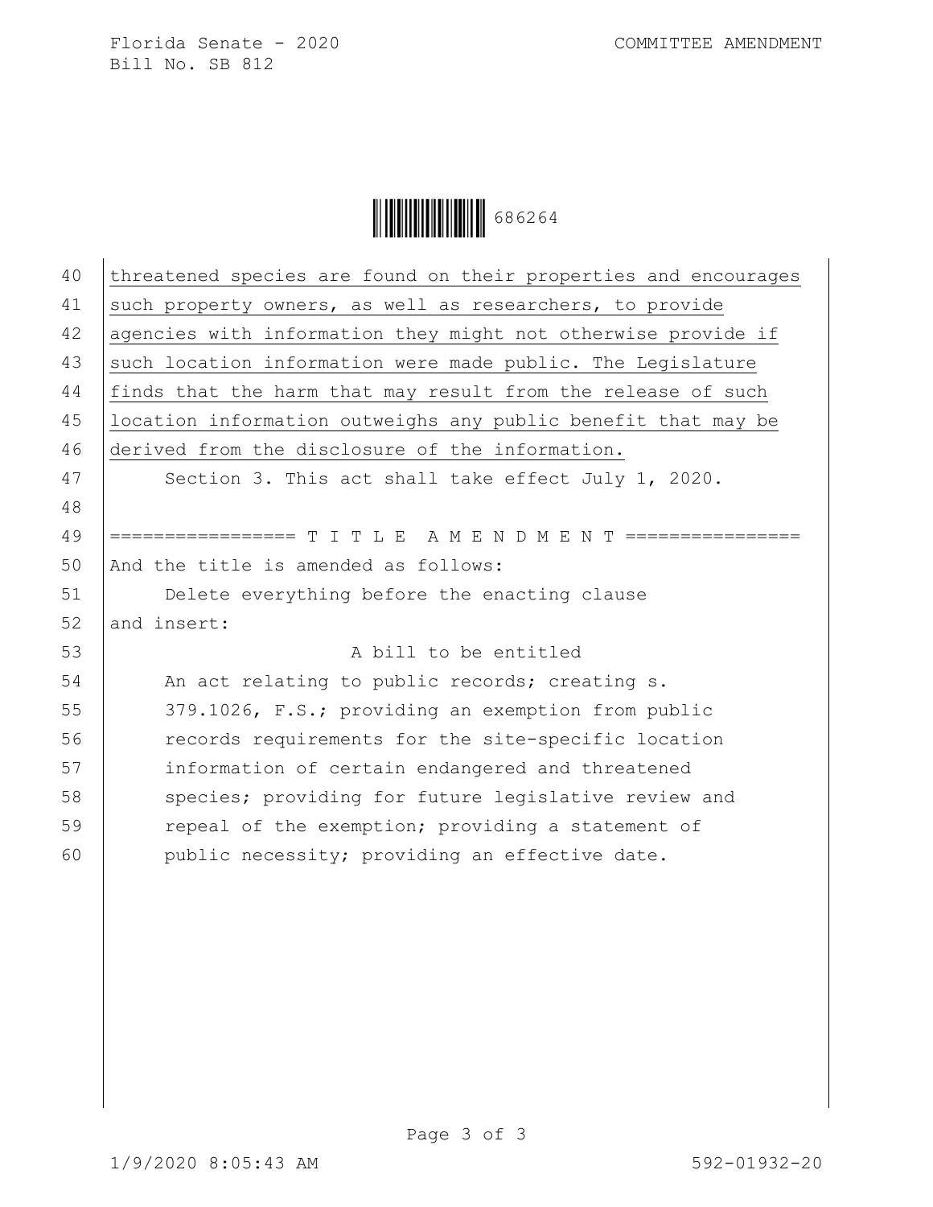threatened species are found on their properties and encourages such property owners, as well as researchers, to provide agencies with information they might not otherwise provide if such location information were made public. The Legislature finds that the harm that may result from the release of such location information outweighs any public benefit that may be derived from the disclosure of the information.

Section 3. This act shall take effect July 1, 2020.

================= T I T L E A M E N D M E N T ================

And the title is amended as follows:

Delete everything before the enacting clause and insert:

A bill to be entitled

An act relating to public records; creating s. 379.1026, F.S.; providing an exemption from public records requirements for the site-specific location information of certain endangered and threatened species; providing for future legislative review and repeal of the exemption; providing a statement of public necessity; providing an effective date.